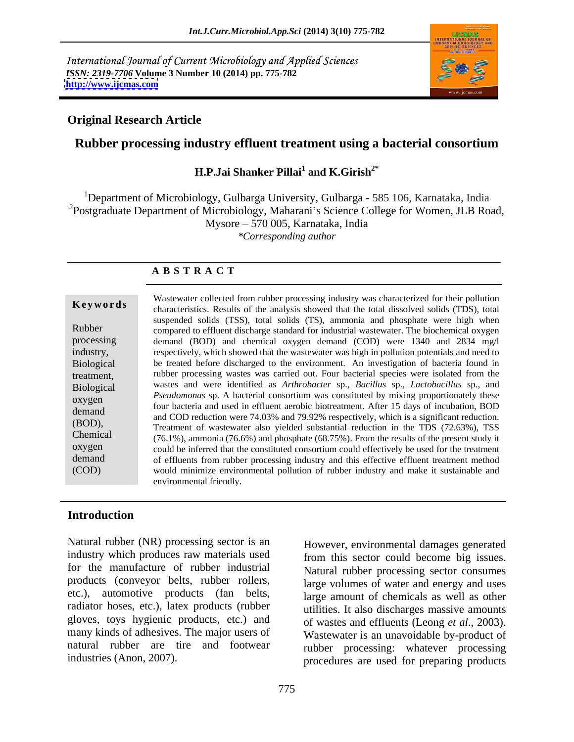International Journal of Current Microbiology and Applied Sciences
*ISSN: 2319-7706* **Volume 3 Number 10 (2014) pp. 775-782**
**http://www.ijcmas.com**

## Original Research Article

# Rubber processing industry effluent treatment using a bacterial consortium

**H.P.Jai Shanker Pillai[1] and K.Girish[2*]**

[1]Department of Microbiology, Gulbarga University, Gulbarga - 585 106, Karnataka, India
[2]Postgraduate Department of Microbiology, Maharani's Science College for Women, JLB Road, Mysore – 570 005, Karnataka, India
*\*Corresponding author*

## ABSTRACT

**Keywords**

Rubber processing industry, Biological treatment, Biological oxygen demand (BOD), Chemical oxygen demand (COD)

Wastewater collected from rubber processing industry was characterized for their pollution characteristics. Results of the analysis showed that the total dissolved solids (TDS), total suspended solids (TSS), total solids (TS), ammonia and phosphate were high when compared to effluent discharge standard for industrial wastewater. The biochemical oxygen demand (BOD) and chemical oxygen demand (COD) were 1340 and 2834 mg/l respectively, which showed that the wastewater was high in pollution potentials and need to be treated before discharged to the environment. An investigation of bacteria found in rubber processing wastes was carried out. Four bacterial species were isolated from the wastes and were identified as *Arthrobacter* sp., *Bacillus* sp., *Lactobacillus* sp., and *Pseudomonas* sp. A bacterial consortium was constituted by mixing proportionately these four bacteria and used in effluent aerobic biotreatment. After 15 days of incubation, BOD and COD reduction were 74.03% and 79.92% respectively, which is a significant reduction. Treatment of wastewater also yielded substantial reduction in the TDS (72.63%), TSS (76.1%), ammonia (76.6%) and phosphate (68.75%). From the results of the present study it could be inferred that the constituted consortium could effectively be used for the treatment of effluents from rubber processing industry and this effective effluent treatment method would minimize environmental pollution of rubber industry and make it sustainable and environmental friendly.

## Introduction

Natural rubber (NR) processing sector is an industry which produces raw materials used for the manufacture of rubber industrial products (conveyor belts, rubber rollers, etc.), automotive products (fan belts, radiator hoses, etc.), latex products (rubber gloves, toys hygienic products, etc.) and many kinds of adhesives. The major users of natural rubber are tire and footwear industries (Anon, 2007).

However, environmental damages generated from this sector could become big issues. Natural rubber processing sector consumes large volumes of water and energy and uses large amount of chemicals as well as other utilities. It also discharges massive amounts of wastes and effluents (Leong *et al*., 2003). Wastewater is an unavoidable by-product of rubber processing: whatever processing procedures are used for preparing products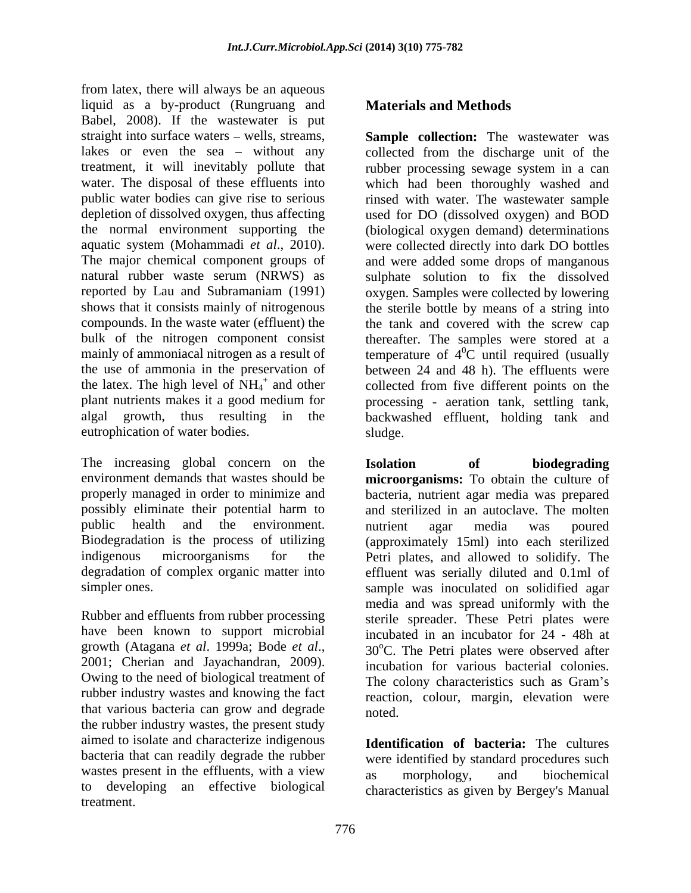from latex, there will always be an aqueous liquid as a by-product (Rungruang and Babel, 2008). If the wastewater is put straight into surface waters – wells, streams, lakes or even the sea – without any treatment, it will inevitably pollute that water. The disposal of these effluents into public water bodies can give rise to serious depletion of dissolved oxygen, thus affecting the normal environment supporting the aquatic system (Mohammadi *et al*., 2010). The major chemical component groups of natural rubber waste serum (NRWS) as reported by Lau and Subramaniam (1991) shows that it consists mainly of nitrogenous compounds. In the waste water (effluent) the bulk of the nitrogen component consist mainly of ammoniacal nitrogen as a result of the use of ammonia in the preservation of the latex. The high level of $NH_4^+$ and other plant nutrients makes it a good medium for algal growth, thus resulting in the eutrophication of water bodies.

The increasing global concern on the environment demands that wastes should be properly managed in order to minimize and possibly eliminate their potential harm to public health and the environment. Biodegradation is the process of utilizing indigenous microorganisms for the degradation of complex organic matter into simpler ones.

Rubber and effluents from rubber processing have been known to support microbial growth (Atagana *et al*. 1999a; Bode *et al*., 2001; Cherian and Jayachandran, 2009). Owing to the need of biological treatment of rubber industry wastes and knowing the fact that various bacteria can grow and degrade the rubber industry wastes, the present study aimed to isolate and characterize indigenous bacteria that can readily degrade the rubber wastes present in the effluents, with a view to developing an effective biological treatment.

## Materials and Methods

**Sample collection:** The wastewater was collected from the discharge unit of the rubber processing sewage system in a can which had been thoroughly washed and rinsed with water. The wastewater sample used for DO (dissolved oxygen) and BOD (biological oxygen demand) determinations were collected directly into dark DO bottles and were added some drops of manganous sulphate solution to fix the dissolved oxygen. Samples were collected by lowering the sterile bottle by means of a string into the tank and covered with the screw cap thereafter. The samples were stored at a temperature of $4^0$C until required (usually between 24 and 48 h). The effluents were collected from five different points on the processing - aeration tank, settling tank, backwashed effluent, holding tank and sludge.

**Isolation of biodegrading microorganisms:** To obtain the culture of bacteria, nutrient agar media was prepared and sterilized in an autoclave. The molten nutrient agar media was poured (approximately 15ml) into each sterilized Petri plates, and allowed to solidify. The effluent was serially diluted and 0.1ml of sample was inoculated on solidified agar media and was spread uniformly with the sterile spreader. These Petri plates were incubated in an incubator for 24 - 48h at $30^o$C. The Petri plates were observed after incubation for various bacterial colonies. The colony characteristics such as Gram's reaction, colour, margin, elevation were noted.

**Identification of bacteria:** The cultures were identified by standard procedures such as morphology, and biochemical characteristics as given by Bergey's Manual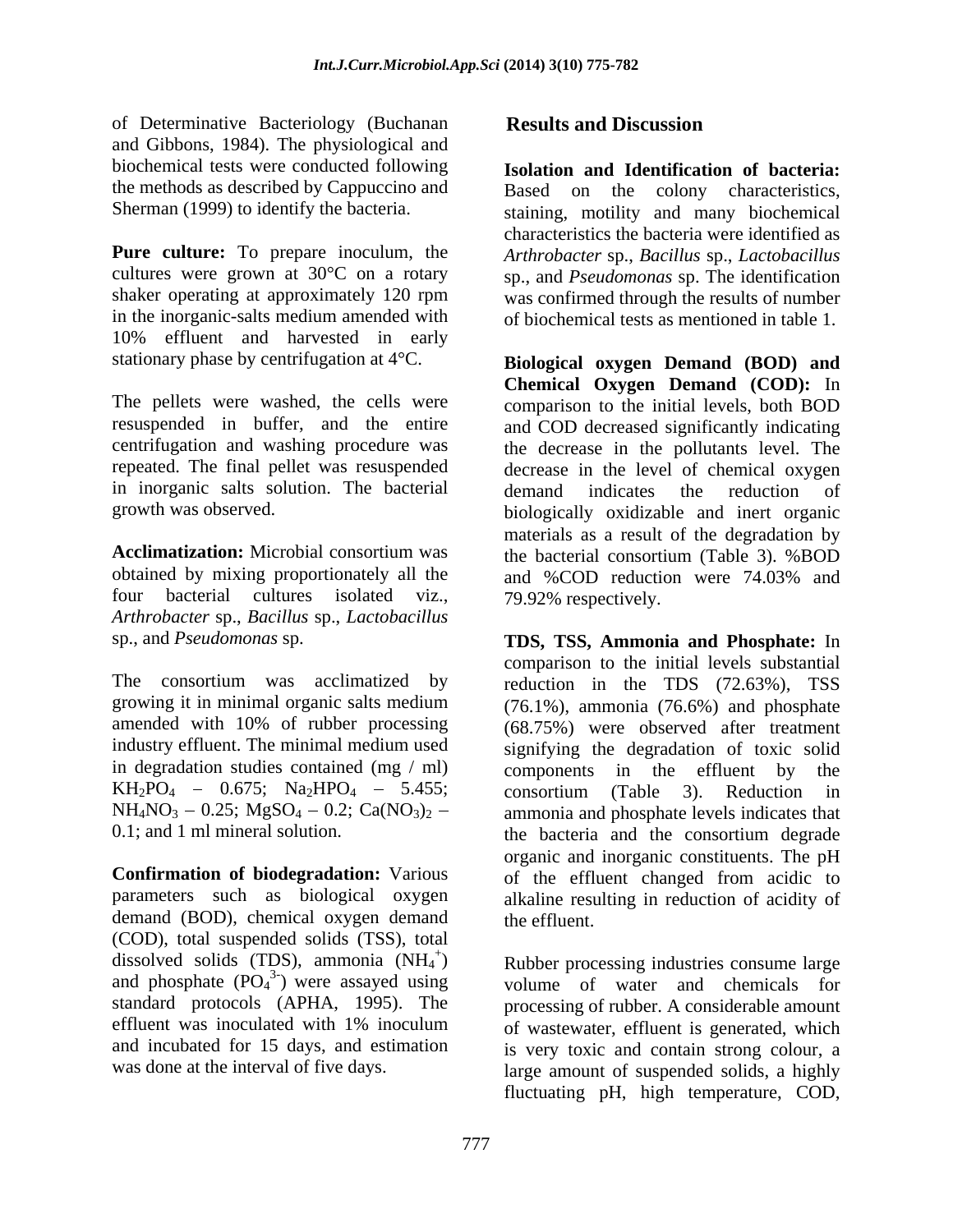of Determinative Bacteriology (Buchanan and Gibbons, 1984). The physiological and biochemical tests were conducted following the methods as described by Cappuccino and Sherman (1999) to identify the bacteria.

**Pure culture:** To prepare inoculum, the cultures were grown at 30°C on a rotary shaker operating at approximately 120 rpm in the inorganic-salts medium amended with 10% effluent and harvested in early stationary phase by centrifugation at 4°C.

The pellets were washed, the cells were resuspended in buffer, and the entire centrifugation and washing procedure was repeated. The final pellet was resuspended in inorganic salts solution. The bacterial growth was observed.

**Acclimatization:** Microbial consortium was obtained by mixing proportionately all the four bacterial cultures isolated viz., *Arthrobacter* sp., *Bacillus* sp., *Lactobacillus* sp., and *Pseudomonas* sp.

The consortium was acclimatized by growing it in minimal organic salts medium amended with 10% of rubber processing industry effluent. The minimal medium used in degradation studies contained (mg / ml) $KH_2PO_4$ – 0.675; $Na_2HPO_4$ – 5.455; $NH_4NO_3$ – 0.25; $MgSO_4$ – 0.2; $Ca(NO_3)_2$ – 0.1; and 1 ml mineral solution.

**Confirmation of biodegradation:** Various parameters such as biological oxygen demand (BOD), chemical oxygen demand (COD), total suspended solids (TSS), total dissolved solids (TDS), ammonia ($NH_4^+$) and phosphate ($PO_4^{3-}$) were assayed using standard protocols (APHA, 1995). The effluent was inoculated with 1% inoculum and incubated for 15 days, and estimation was done at the interval of five days.

## Results and Discussion

**Isolation and Identification of bacteria:** Based on the colony characteristics, staining, motility and many biochemical characteristics the bacteria were identified as *Arthrobacter* sp., *Bacillus* sp., *Lactobacillus* sp., and *Pseudomonas* sp. The identification was confirmed through the results of number of biochemical tests as mentioned in table 1.

**Biological oxygen Demand (BOD) and Chemical Oxygen Demand (COD):** In comparison to the initial levels, both BOD and COD decreased significantly indicating the decrease in the pollutants level. The decrease in the level of chemical oxygen demand indicates the reduction of biologically oxidizable and inert organic materials as a result of the degradation by the bacterial consortium (Table 3). %BOD and %COD reduction were 74.03% and 79.92% respectively.

**TDS, TSS, Ammonia and Phosphate:** In comparison to the initial levels substantial reduction in the TDS (72.63%), TSS (76.1%), ammonia (76.6%) and phosphate (68.75%) were observed after treatment signifying the degradation of toxic solid components in the effluent by the consortium (Table 3). Reduction in ammonia and phosphate levels indicates that the bacteria and the consortium degrade organic and inorganic constituents. The pH of the effluent changed from acidic to alkaline resulting in reduction of acidity of the effluent.

Rubber processing industries consume large volume of water and chemicals for processing of rubber. A considerable amount of wastewater, effluent is generated, which is very toxic and contain strong colour, a large amount of suspended solids, a highly fluctuating pH, high temperature, COD,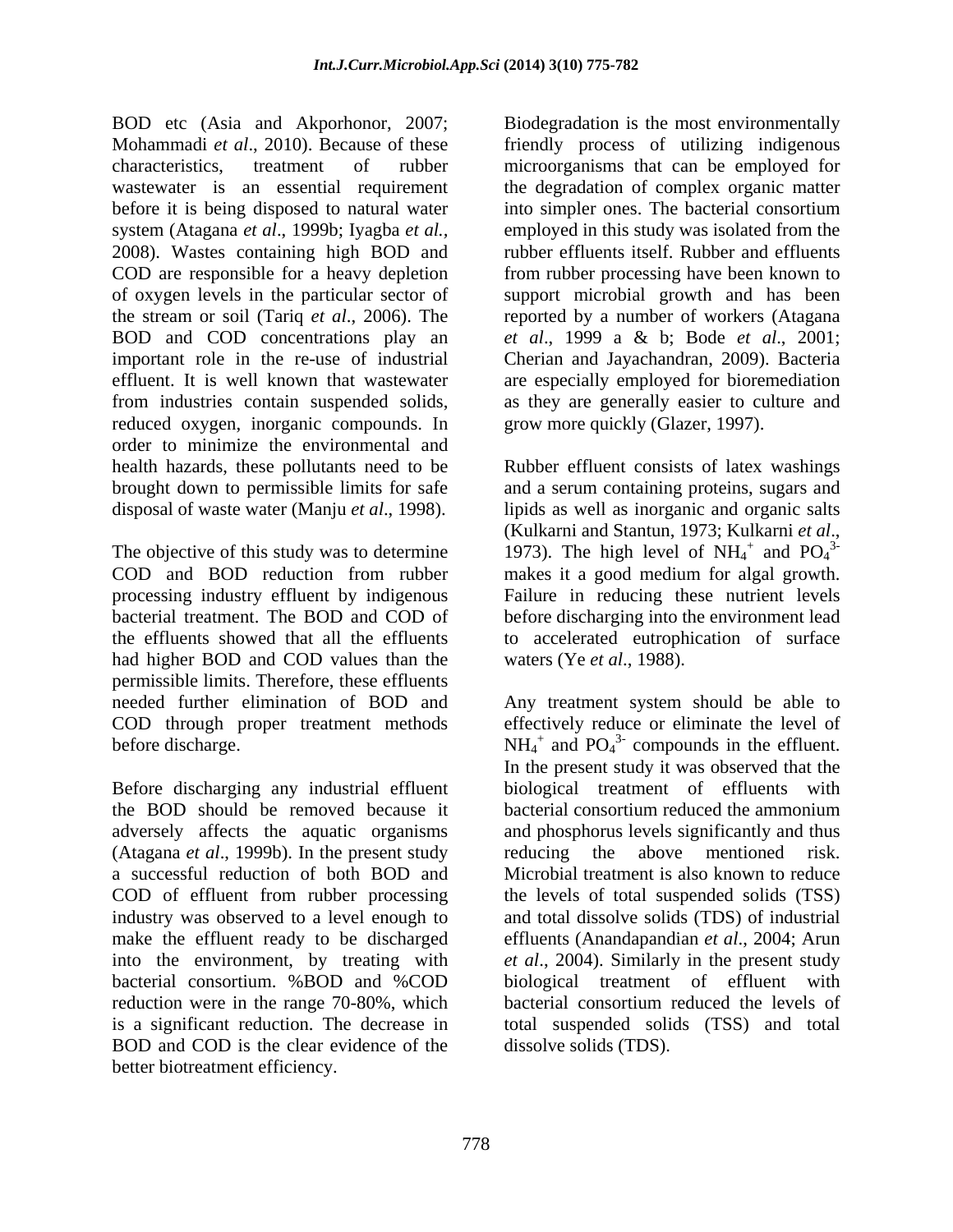BOD etc (Asia and Akporhonor, 2007; Mohammadi *et al*., 2010). Because of these characteristics, treatment of rubber wastewater is an essential requirement before it is being disposed to natural water system (Atagana *et al*., 1999b; Iyagba *et al.*, 2008). Wastes containing high BOD and COD are responsible for a heavy depletion of oxygen levels in the particular sector of the stream or soil (Tariq *et al*., 2006). The BOD and COD concentrations play an important role in the re-use of industrial effluent. It is well known that wastewater from industries contain suspended solids, reduced oxygen, inorganic compounds. In order to minimize the environmental and health hazards, these pollutants need to be brought down to permissible limits for safe disposal of waste water (Manju *et al*., 1998).

The objective of this study was to determine COD and BOD reduction from rubber processing industry effluent by indigenous bacterial treatment. The BOD and COD of the effluents showed that all the effluents had higher BOD and COD values than the permissible limits. Therefore, these effluents needed further elimination of BOD and COD through proper treatment methods before discharge.

Before discharging any industrial effluent the BOD should be removed because it adversely affects the aquatic organisms (Atagana *et al*., 1999b). In the present study a successful reduction of both BOD and COD of effluent from rubber processing industry was observed to a level enough to make the effluent ready to be discharged into the environment, by treating with bacterial consortium. %BOD and %COD reduction were in the range 70-80%, which is a significant reduction. The decrease in BOD and COD is the clear evidence of the better biotreatment efficiency.

Biodegradation is the most environmentally friendly process of utilizing indigenous microorganisms that can be employed for the degradation of complex organic matter into simpler ones. The bacterial consortium employed in this study was isolated from the rubber effluents itself. Rubber and effluents from rubber processing have been known to support microbial growth and has been reported by a number of workers (Atagana *et al*., 1999 a & b; Bode *et al*., 2001; Cherian and Jayachandran, 2009). Bacteria are especially employed for bioremediation as they are generally easier to culture and grow more quickly (Glazer, 1997).

Rubber effluent consists of latex washings and a serum containing proteins, sugars and lipids as well as inorganic and organic salts (Kulkarni and Stantun, 1973; Kulkarni *et al*., 1973). The high level of $NH_4^+$ and $PO_4^{3-}$ makes it a good medium for algal growth. Failure in reducing these nutrient levels before discharging into the environment lead to accelerated eutrophication of surface waters (Ye *et al*., 1988).

Any treatment system should be able to effectively reduce or eliminate the level of $NH_4^+$ and $PO_4^{3-}$ compounds in the effluent. In the present study it was observed that the biological treatment of effluents with bacterial consortium reduced the ammonium and phosphorus levels significantly and thus reducing the above mentioned risk. Microbial treatment is also known to reduce the levels of total suspended solids (TSS) and total dissolve solids (TDS) of industrial effluents (Anandapandian *et al*., 2004; Arun *et al*., 2004). Similarly in the present study biological treatment of effluent with bacterial consortium reduced the levels of total suspended solids (TSS) and total dissolve solids (TDS).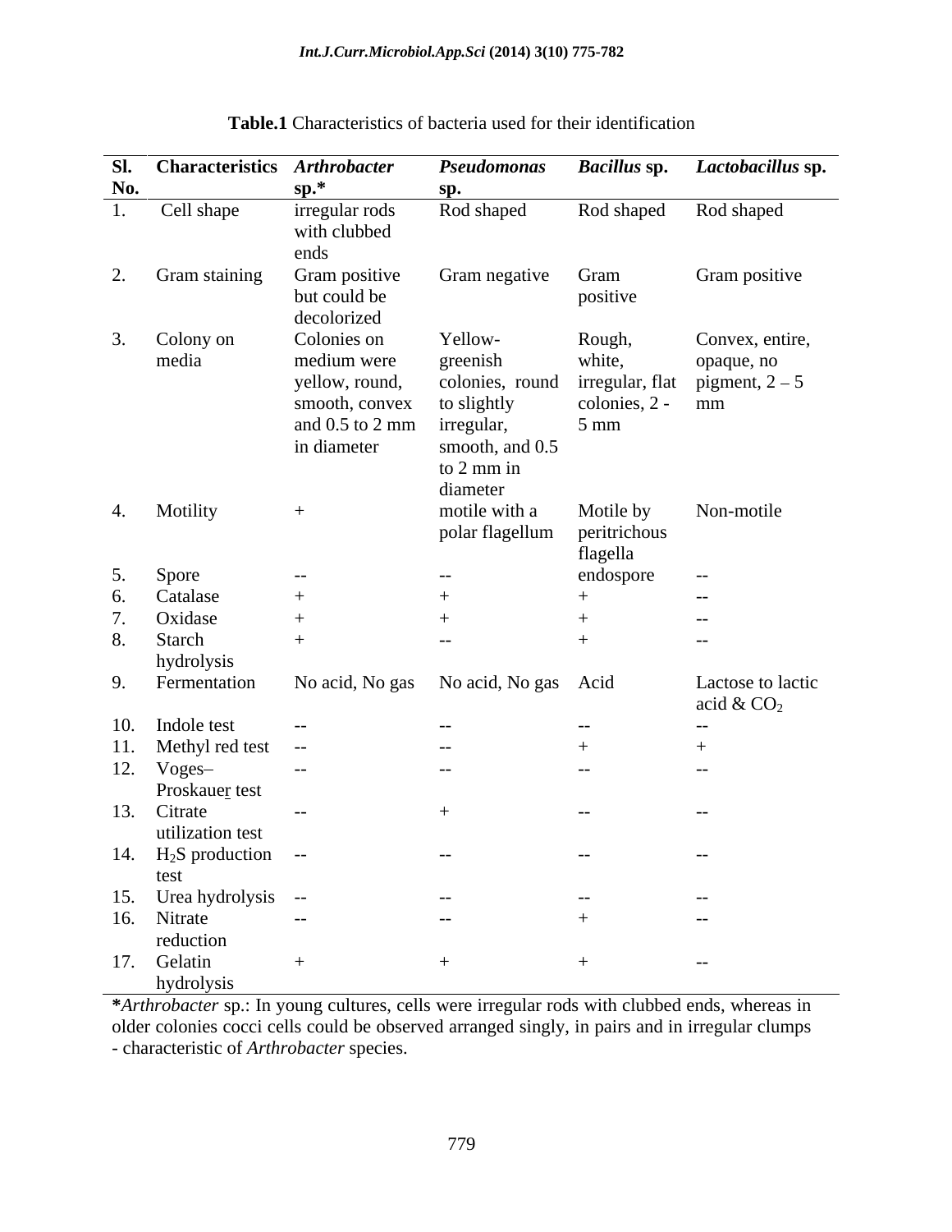**Table.1** Characteristics of bacteria used for their identification

| Sl. No. | Characteristics | *Arthrobacter* sp.* | *Pseudomonas* sp. | *Bacillus* sp. | *Lactobacillus* sp. |
|---|---|---|---|---|---|
| 1. | Cell shape | irregular rods with clubbed ends | Rod shaped | Rod shaped | Rod shaped |
| 2. | Gram staining | Gram positive but could be decolorized | Gram negative | Gram positive | Gram positive |
| 3. | Colony on media | Colonies on medium were yellow, round, smooth, convex and 0.5 to 2 mm in diameter | Yellow-greenish colonies, round to slightly irregular, smooth, and 0.5 to 2 mm in diameter | Rough, white, irregular, flat colonies, 2 - 5 mm | Convex, entire, opaque, no pigment, 2 – 5 mm |
| 4. | Motility | + | motile with a polar flagellum | Motile by peritrichous flagella | Non-motile |
| 5. | Spore | -- | -- | endospore | -- |
| 6. | Catalase | + | + | + | -- |
| 7. | Oxidase | + | + | + | -- |
| 8. | Starch hydrolysis | + | -- | + | -- |
| 9. | Fermentation | No acid, No gas | No acid, No gas | Acid | Lactose to lactic acid & $CO_2$ |
| 10. | Indole test | -- | -- | -- | -- |
| 11. | Methyl red test | -- | -- | + | + |
| 12. | Voges–Proskauer test | -- | -- | -- | -- |
| 13. | Citrate utilization test | -- | + | -- | -- |
| 14. | $H_2S$ production test | -- | -- | -- | -- |
| 15. | Urea hydrolysis | -- | -- | -- | -- |
| 16. | Nitrate reduction | -- | -- | + | -- |
| 17. | Gelatin hydrolysis | + | + | + | -- |

***Arthrobacter** sp.: In young cultures, cells were irregular rods with clubbed ends, whereas in older colonies cocci cells could be observed arranged singly, in pairs and in irregular clumps - characteristic of *Arthrobacter* species.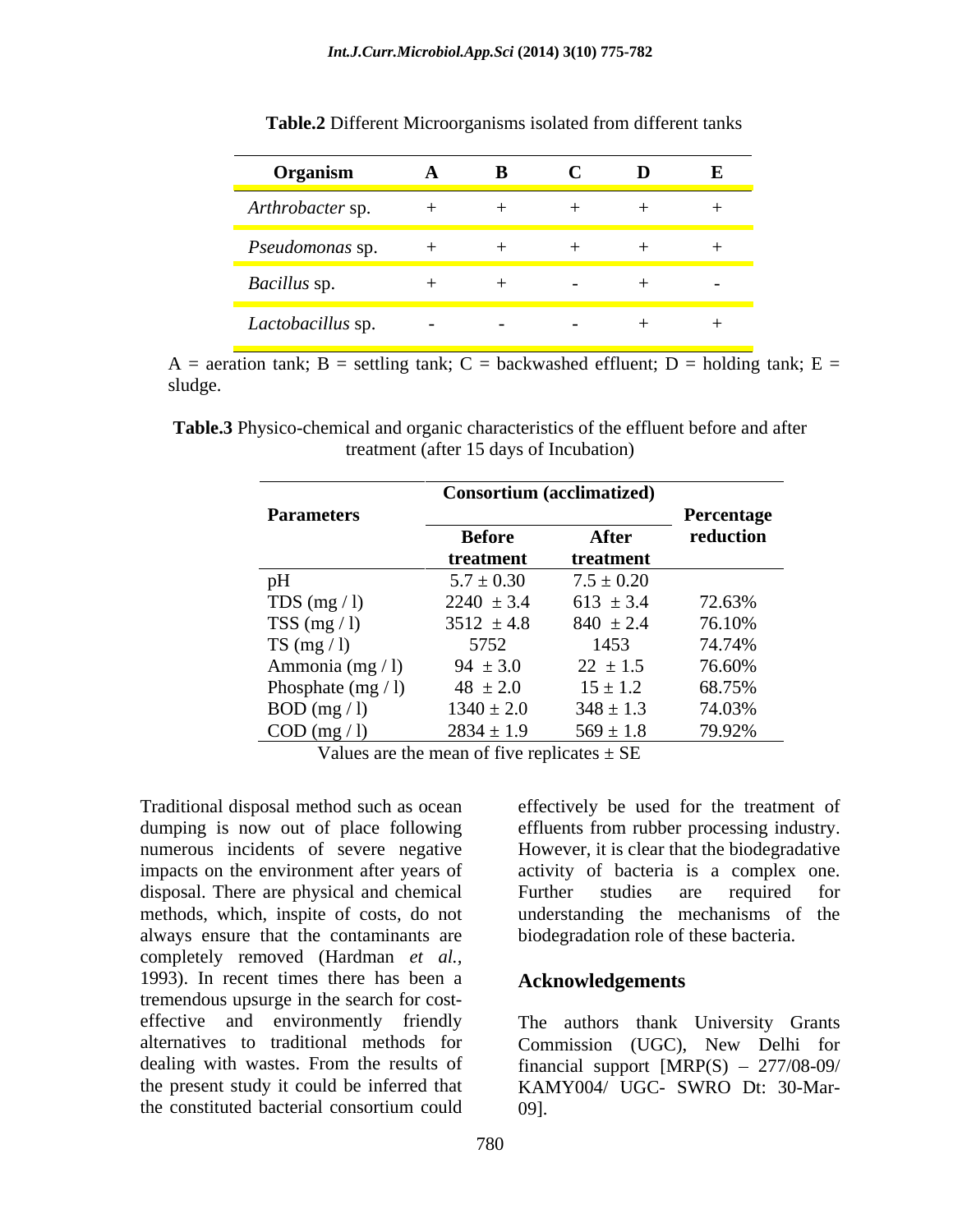**Table.2** Different Microorganisms isolated from different tanks

| Organism | A | B | C | D | E |
|---|---|---|---|---|---|
| *Arthrobacter* sp. | + | + | + | + | + |
| *Pseudomonas* sp. | + | + | + | + | + |
| *Bacillus* sp. | + | + | - | + | - |
| *Lactobacillus* sp. | - | - | - | + | + |

A = aeration tank; B = settling tank; C = backwashed effluent; D = holding tank; E = sludge.

**Table.3** Physico-chemical and organic characteristics of the effluent before and after treatment (after 15 days of Incubation)

| Parameters | Consortium (acclimatized) | | Percentage reduction |
|---|---|---|---|
| | Before treatment | After treatment | |
| pH | 5.7 ± 0.30 | 7.5 ± 0.20 | |
| TDS (mg / l) | 2240 ± 3.4 | 613 ± 3.4 | 72.63% |
| TSS (mg / l) | 3512 ± 4.8 | 840 ± 2.4 | 76.10% |
| TS (mg / l) | 5752 | 1453 | 74.74% |
| Ammonia (mg / l) | 94 ± 3.0 | 22 ± 1.5 | 76.60% |
| Phosphate (mg / l) | 48 ± 2.0 | 15 ± 1.2 | 68.75% |
| BOD (mg / l) | 1340 ± 2.0 | 348 ± 1.3 | 74.03% |
| COD (mg / l) | 2834 ± 1.9 | 569 ± 1.8 | 79.92% |

Values are the mean of five replicates ± SE

Traditional disposal method such as ocean dumping is now out of place following numerous incidents of severe negative impacts on the environment after years of disposal. There are physical and chemical methods, which, inspite of costs, do not always ensure that the contaminants are completely removed (Hardman *et al.,* 1993). In recent times there has been a tremendous upsurge in the search for cost-effective and environmently friendly alternatives to traditional methods for dealing with wastes. From the results of the present study it could be inferred that the constituted bacterial consortium could effectively be used for the treatment of effluents from rubber processing industry. However, it is clear that the biodegradative activity of bacteria is a complex one. Further studies are required for understanding the mechanisms of the biodegradation role of these bacteria.

## Acknowledgements

The authors thank University Grants Commission (UGC), New Delhi for financial support [MRP(S) – 277/08-09/ KAMY004/ UGC- SWRO Dt: 30-Mar-09].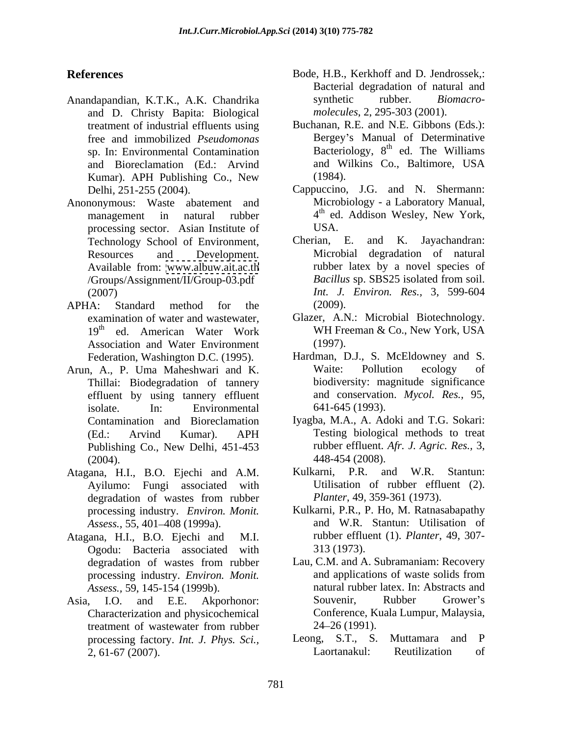## References

Anandapandian, K.T.K., A.K. Chandrika and D. Christy Bapita: Biological treatment of industrial effluents using free and immobilized *Pseudomonas* sp. In: Environmental Contamination and Bioreclamation (Ed.: Arvind Kumar). APH Publishing Co., New Delhi, 251-255 (2004).

Anononymous: Waste abatement and management in natural rubber processing sector. Asian Institute of Technology School of Environment, Resources and Development. Available from: www.albuw.ait.ac.th /Groups/Assignment/II/Group-03.pdf (2007)

APHA: Standard method for the examination of water and wastewater, 19th ed. American Water Work Association and Water Environment Federation, Washington D.C. (1995).

Arun, A., P. Uma Maheshwari and K. Thillai: Biodegradation of tannery effluent by using tannery effluent isolate. In: Environmental Contamination and Bioreclamation (Ed.: Arvind Kumar). APH Publishing Co., New Delhi, 451-453 (2004).

Atagana, H.I., B.O. Ejechi and A.M. Ayilumo: Fungi associated with degradation of wastes from rubber processing industry. *Environ. Monit. Assess.*, 55, 401–408 (1999a).

Atagana, H.I., B.O. Ejechi and M.I. Ogodu: Bacteria associated with degradation of wastes from rubber processing industry. *Environ. Monit. Assess.*, 59, 145-154 (1999b).

Asia, I.O. and E.E. Akporhonor: Characterization and physicochemical treatment of wastewater from rubber processing factory. *Int. J. Phys. Sci.*, 2, 61-67 (2007).

Bode, H.B., Kerkhoff and D. Jendrossek,: Bacterial degradation of natural and synthetic rubber. *Biomacro-molecules*, 2, 295-303 (2001).

Buchanan, R.E. and N.E. Gibbons (Eds.): Bergey's Manual of Determinative Bacteriology, 8th ed. The Williams and Wilkins Co., Baltimore, USA (1984).

Cappuccino, J.G. and N. Shermann: Microbiology - a Laboratory Manual, 4th ed. Addison Wesley, New York, USA.

Cherian, E. and K. Jayachandran: Microbial degradation of natural rubber latex by a novel species of *Bacillus* sp. SBS25 isolated from soil. *Int. J. Environ. Res.*, 3, 599-604 (2009).

Glazer, A.N.: Microbial Biotechnology. WH Freeman & Co., New York, USA (1997).

Hardman, D.J., S. McEldowney and S. Waite: Pollution ecology of biodiversity: magnitude significance and conservation. *Mycol. Res.*, 95, 641-645 (1993).

Iyagba, M.A., A. Adoki and T.G. Sokari: Testing biological methods to treat rubber effluent. *Afr. J. Agric. Res.*, 3, 448-454 (2008).

Kulkarni, P.R. and W.R. Stantun: Utilisation of rubber effluent (2). *Planter*, 49, 359-361 (1973).

Kulkarni, P.R., P. Ho, M. Ratnasabapathy and W.R. Stantun: Utilisation of rubber effluent (1). *Planter*, 49, 307-313 (1973).

Lau, C.M. and A. Subramaniam: Recovery and applications of waste solids from natural rubber latex. In: Abstracts and Souvenir, Rubber Grower's Conference, Kuala Lumpur, Malaysia, 24–26 (1991).

Leong, S.T., S. Muttamara and P Laortanakul: Reutilization of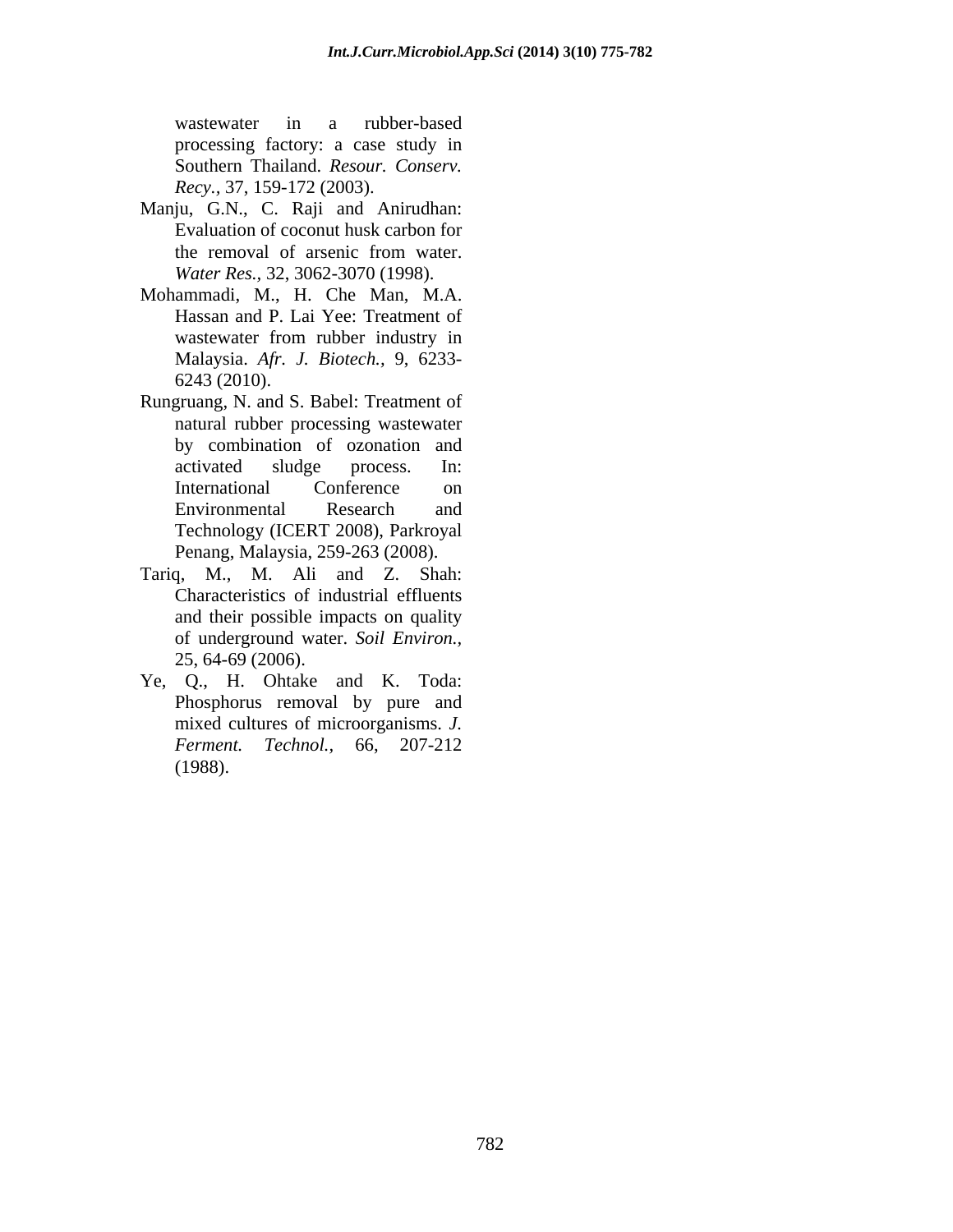wastewater in a rubber-based processing factory: a case study in Southern Thailand. *Resour. Conserv. Recy.*, 37, 159-172 (2003).

Manju, G.N., C. Raji and Anirudhan: Evaluation of coconut husk carbon for the removal of arsenic from water. *Water Res.*, 32, 3062-3070 (1998).

Mohammadi, M., H. Che Man, M.A. Hassan and P. Lai Yee: Treatment of wastewater from rubber industry in Malaysia. *Afr. J. Biotech.*, 9, 6233-6243 (2010).

Rungruang, N. and S. Babel: Treatment of natural rubber processing wastewater by combination of ozonation and activated sludge process. In: International Conference on Environmental Research and Technology (ICERT 2008), Parkroyal Penang, Malaysia, 259-263 (2008).

Tariq, M., M. Ali and Z. Shah: Characteristics of industrial effluents and their possible impacts on quality of underground water. *Soil Environ.*, 25, 64-69 (2006).

Ye, Q., H. Ohtake and K. Toda: Phosphorus removal by pure and mixed cultures of microorganisms. *J. Ferment. Technol.*, 66, 207-212 (1988).